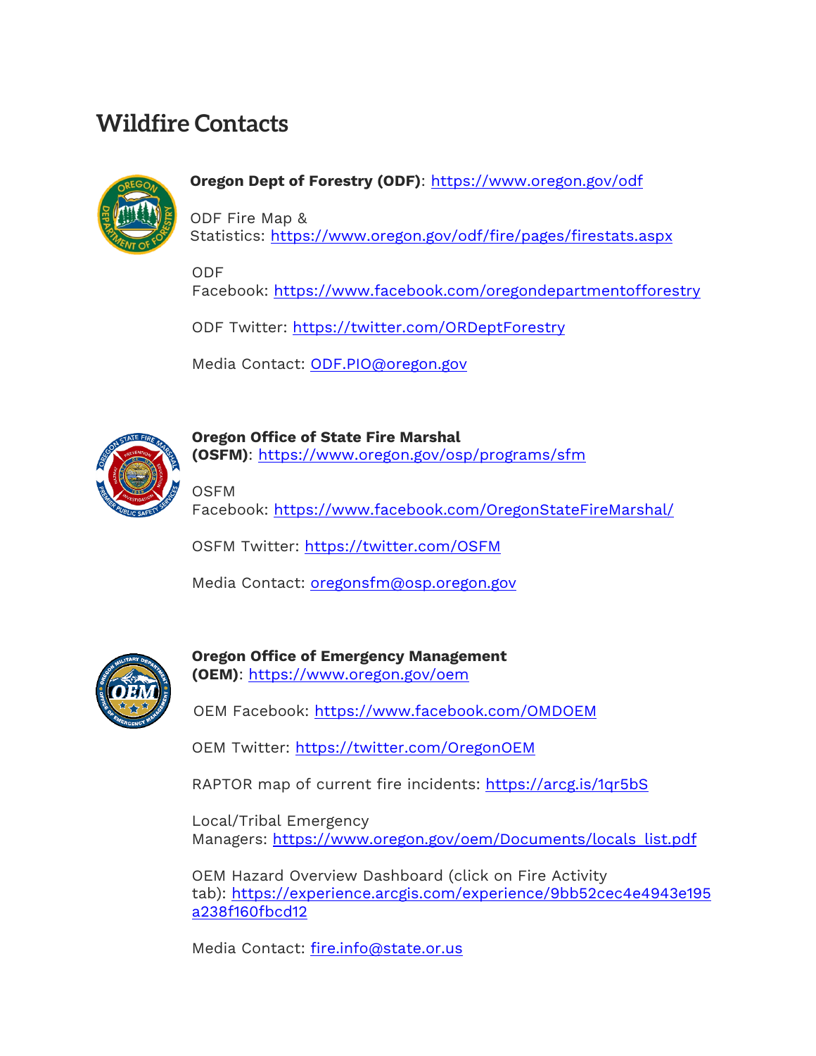# Wildfire Contacts

**Oregon Dept of Forestry (ODF)**: https://www.oregon.gov/odf

ODF Fire Map & Statistics: https://www.oregon.gov/odf/fire/pages/firestats.aspx

ODF Facebook: https://www.facebook.com/oregondepartmentofforestry

ODF Twitter: https://twitter.com/ORDeptForestry

Media Contact: ODF.PIO@oregon.gov

**Oregon Office of State Fire Marshal (OSFM)**: https://www.oregon.gov/osp/programs/sfm

OSFM Facebook: https://www.facebook.com/OregonStateFireMarshal/

OSFM Twitter: https://twitter.com/OSFM

Media Contact: oregonsfm@osp.oregon.gov

**Oregon Office of Emergency Management (OEM)**: https://www.oregon.gov/oem

OEM Facebook: https://www.facebook.com/OMDOEM

OEM Twitter: https://twitter.com/OregonOEM

RAPTOR map of current fire incidents: https://arcg.is/1qr5bS

Local/Tribal Emergency Managers: https://www.oregon.gov/oem/Documents/locals_list.pdf

OEM Hazard Overview Dashboard (click on Fire Activity tab): https://experience.arcgis.com/experience/9bb52cec4e4943e195a238f160fbcd12

Media Contact: fire.info@state.or.us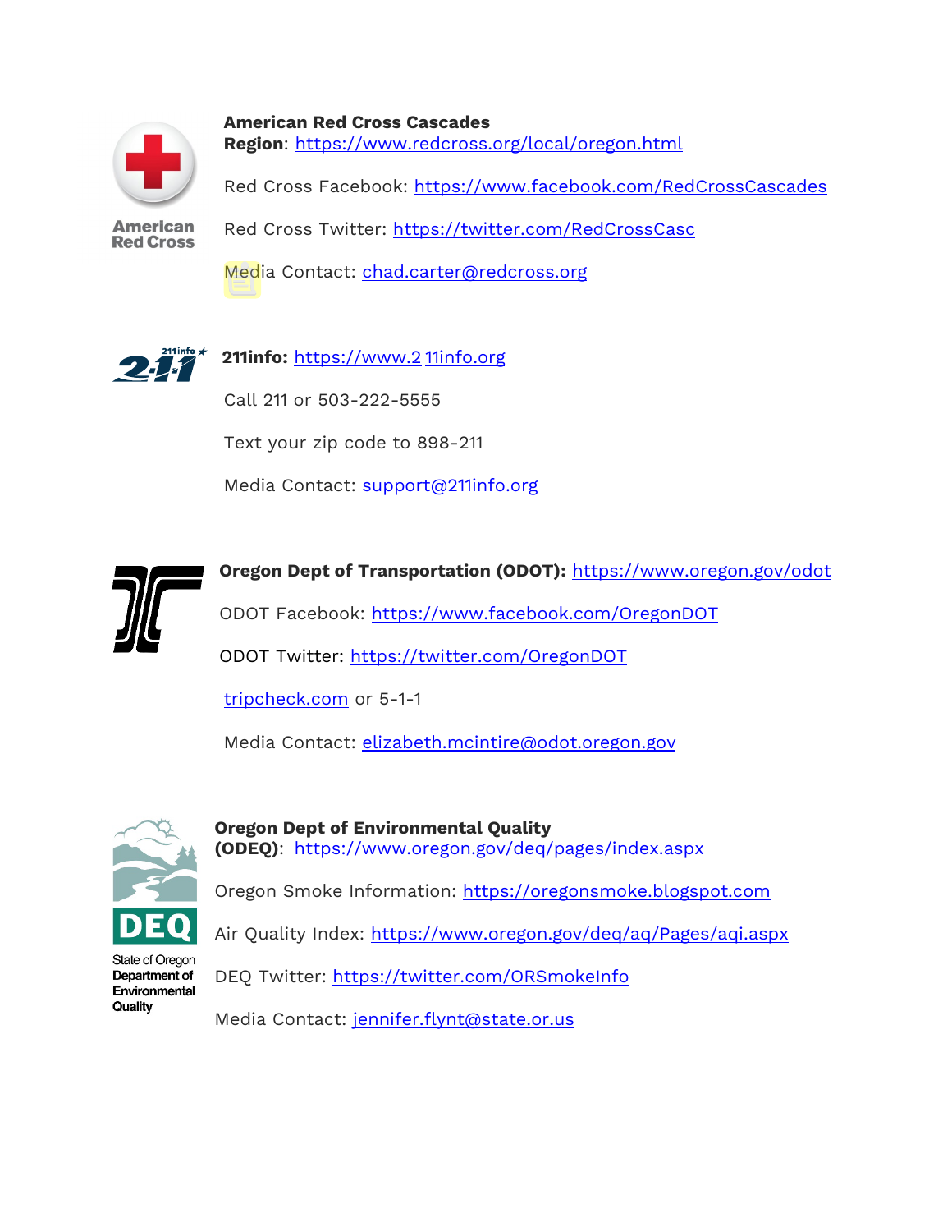**American Red Cross Cascades Region**: https://www.redcross.org/local/oregon.html

Red Cross Facebook: https://www.facebook.com/RedCrossCascades

Red Cross Twitter: https://twitter.com/RedCrossCasc

Media Contact: chad.carter@redcross.org

**211info:** https://www.2 11info.org

Call 211 or 503-222-5555

Text your zip code to 898-211

Media Contact: support@211info.org

**Oregon Dept of Transportation (ODOT):** https://www.oregon.gov/odot

ODOT Facebook: https://www.facebook.com/OregonDOT

ODOT Twitter: https://twitter.com/OregonDOT

tripcheck.com or 5-1-1

Media Contact: elizabeth.mcintire@odot.oregon.gov

**Oregon Dept of Environmental Quality (ODEQ)**: https://www.oregon.gov/deq/pages/index.aspx

Oregon Smoke Information: https://oregonsmoke.blogspot.com

Air Quality Index: https://www.oregon.gov/deq/aq/Pages/aqi.aspx

DEQ Twitter: https://twitter.com/ORSmokeInfo

Media Contact: jennifer.flynt@state.or.us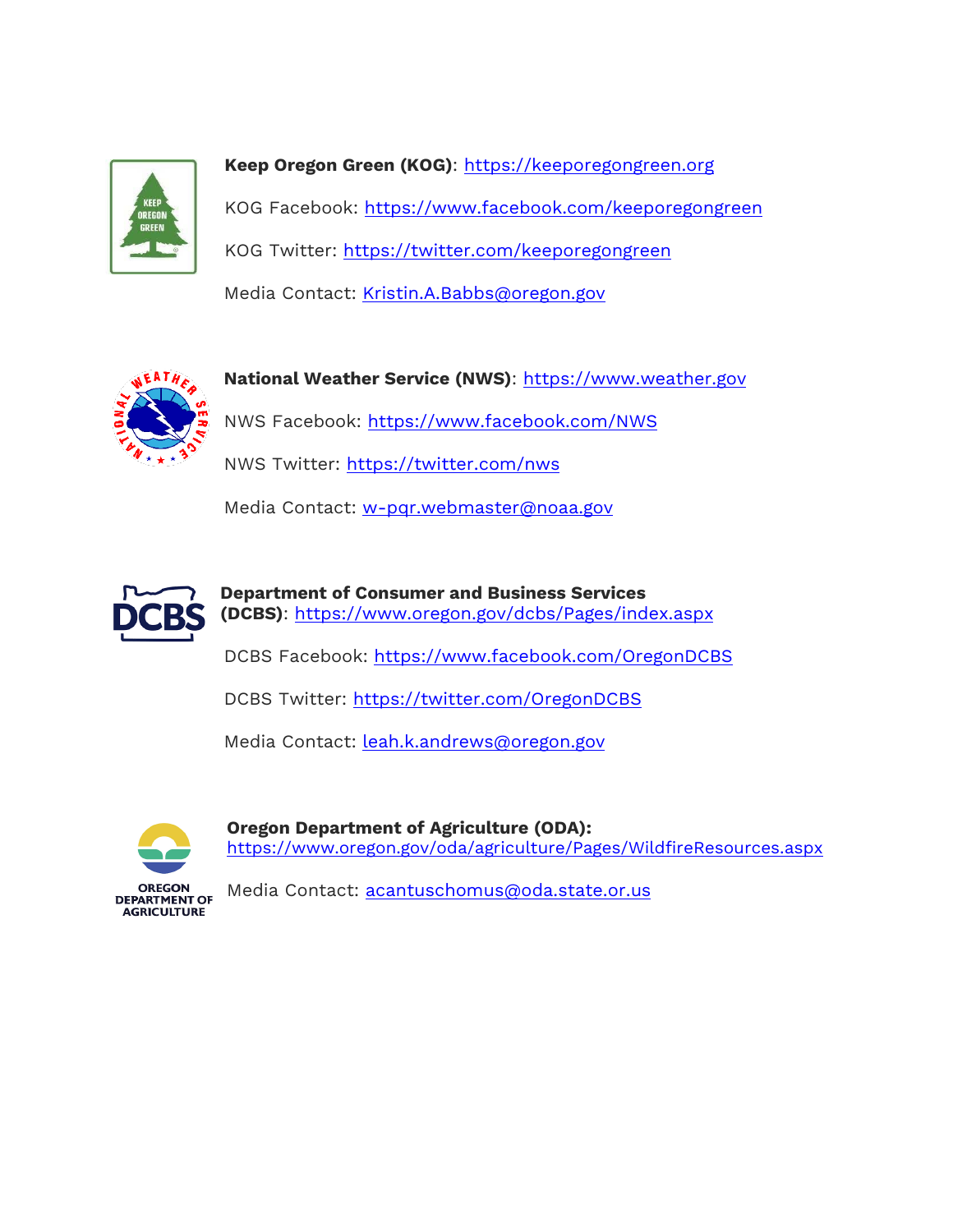**Keep Oregon Green (KOG)**: https://keeporegongreen.org

KOG Facebook: https://www.facebook.com/keeporegongreen

KOG Twitter: https://twitter.com/keeporegongreen

Media Contact: Kristin.A.Babbs@oregon.gov

**National Weather Service (NWS)**: https://www.weather.gov

NWS Facebook: https://www.facebook.com/NWS

NWS Twitter: https://twitter.com/nws

Media Contact: w-pqr.webmaster@noaa.gov

**Department of Consumer and Business Services (DCBS)**: https://www.oregon.gov/dcbs/Pages/index.aspx

DCBS Facebook: https://www.facebook.com/OregonDCBS

DCBS Twitter: https://twitter.com/OregonDCBS

Media Contact: leah.k.andrews@oregon.gov

**Oregon Department of Agriculture (ODA):** https://www.oregon.gov/oda/agriculture/Pages/WildfireResources.aspx

Media Contact: acantuschomus@oda.state.or.us